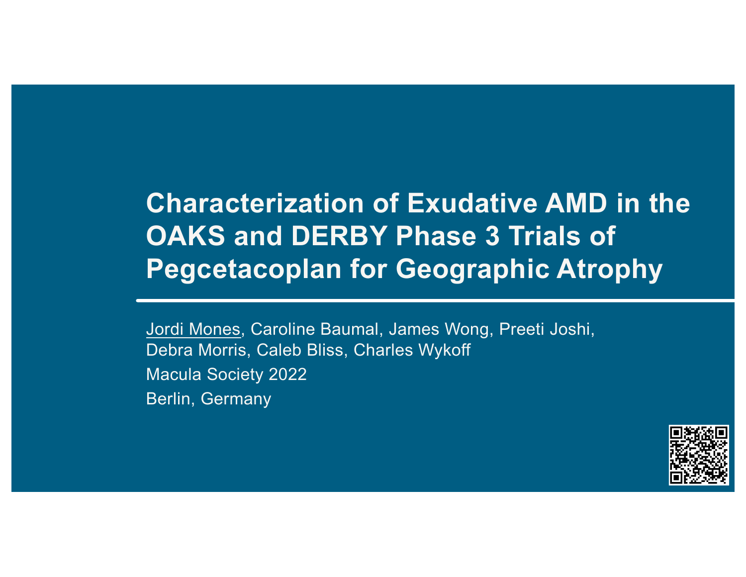# Characterization of Exudative AMD in the OAKS and DERBY Phase 3 Trials of Pegcetacoplan for Geographic Atrophy

Jordi Mones, Caroline Baumal, James Wong, Preeti Joshi, Debra Morris, Caleb Bliss, Charles Wykoff

Macula Society 2022

Berlin, Germany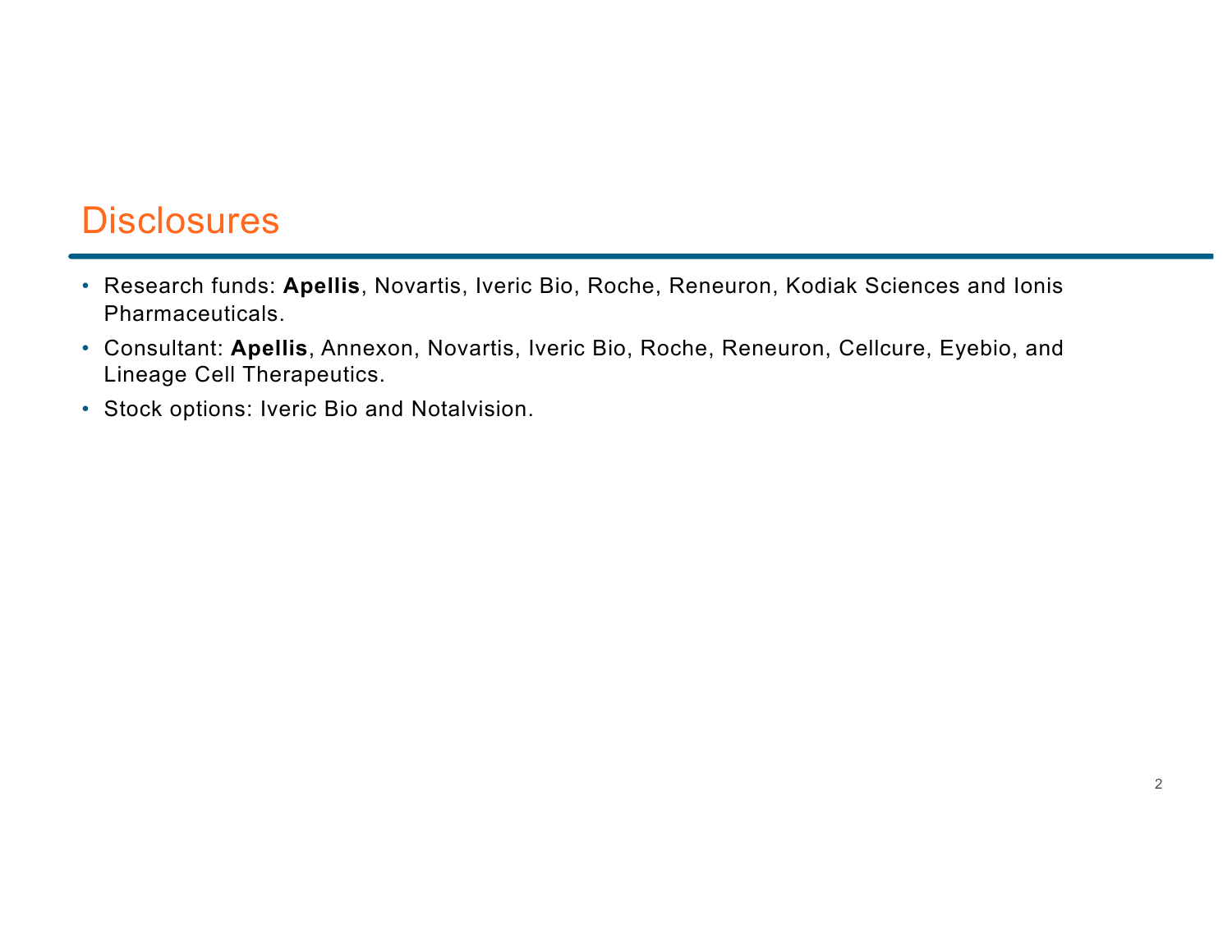# Disclosures

- Research funds: **Apellis**, Novartis, Iveric Bio, Roche, Reneuron, Kodiak Sciences and Ionis Pharmaceuticals.
- Consultant: **Apellis**, Annexon, Novartis, Iveric Bio, Roche, Reneuron, Cellcure, Eyebio, and Lineage Cell Therapeutics.
- Stock options: Iveric Bio and Notalvision.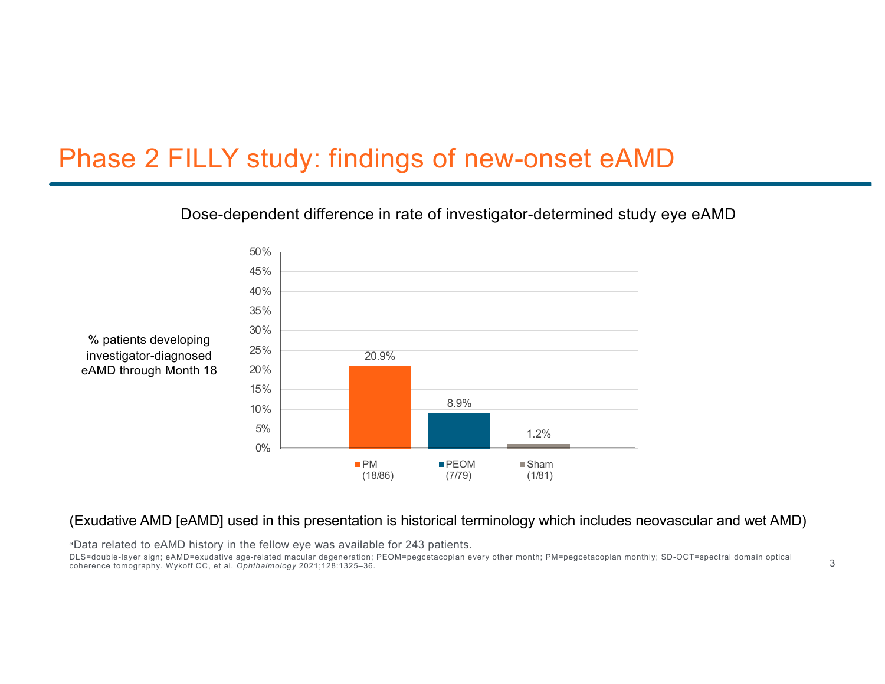# Phase 2 FILLY study: findings of new-onset eAMD

Dose-dependent difference in rate of investigator-determined study eye eAMD

% patients developing investigator-diagnosed eAMD through Month 18

| Group | % patients | n/N |
|---|---|---|
| PM | 20.9% | (18/86) |
| PEOM | 8.9% | (7/79) |
| Sham | 1.2% | (1/81) |

(Exudative AMD [eAMD] used in this presentation is historical terminology which includes neovascular and wet AMD)

[a]Data related to eAMD history in the fellow eye was available for 243 patients.

DLS=double-layer sign; eAMD=exudative age-related macular degeneration; PEOM=pegcetacoplan every other month; PM=pegcetacoplan monthly; SD-OCT=spectral domain optical coherence tomography. Wykoff CC, et al. *Ophthalmology* 2021;128:1325–36.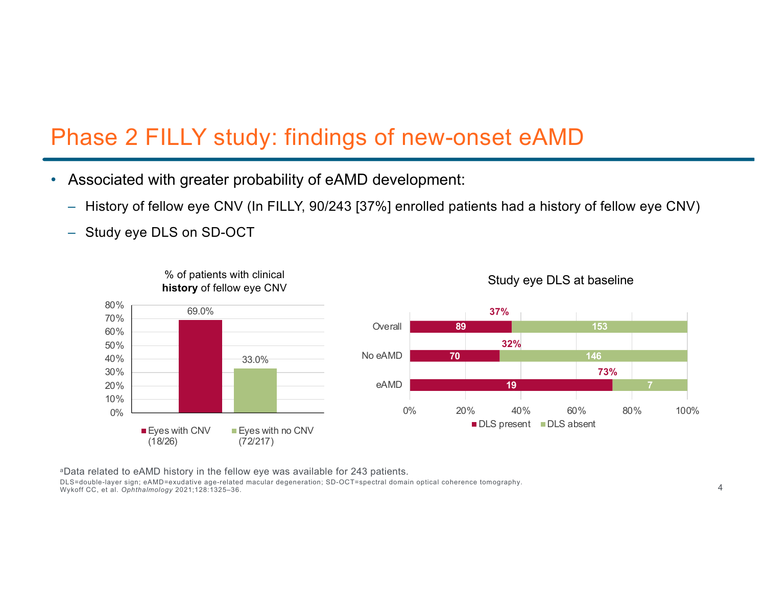# Phase 2 FILLY study: findings of new-onset eAMD

- Associated with greater probability of eAMD development:
  - History of fellow eye CNV (In FILLY, 90/243 [37%] enrolled patients had a history of fellow eye CNV)
  - Study eye DLS on SD-OCT

**% of patients with clinical history of fellow eye CNV**

| | % |
|---|---|
| Eyes with CNV (18/26) | 69.0% |
| Eyes with no CNV (72/217) | 33.0% |

**Study eye DLS at baseline**

| | DLS present | DLS absent | % DLS present |
|---|---|---|---|
| Overall | 89 | 153 | 37% |
| No eAMD | 70 | 146 | 32% |
| eAMD | 19 | 7 | 73% |

[a]Data related to eAMD history in the fellow eye was available for 243 patients.

DLS=double-layer sign; eAMD=exudative age-related macular degeneration; SD-OCT=spectral domain optical coherence tomography.

Wykoff CC, et al. *Ophthalmology* 2021;128:1325–36.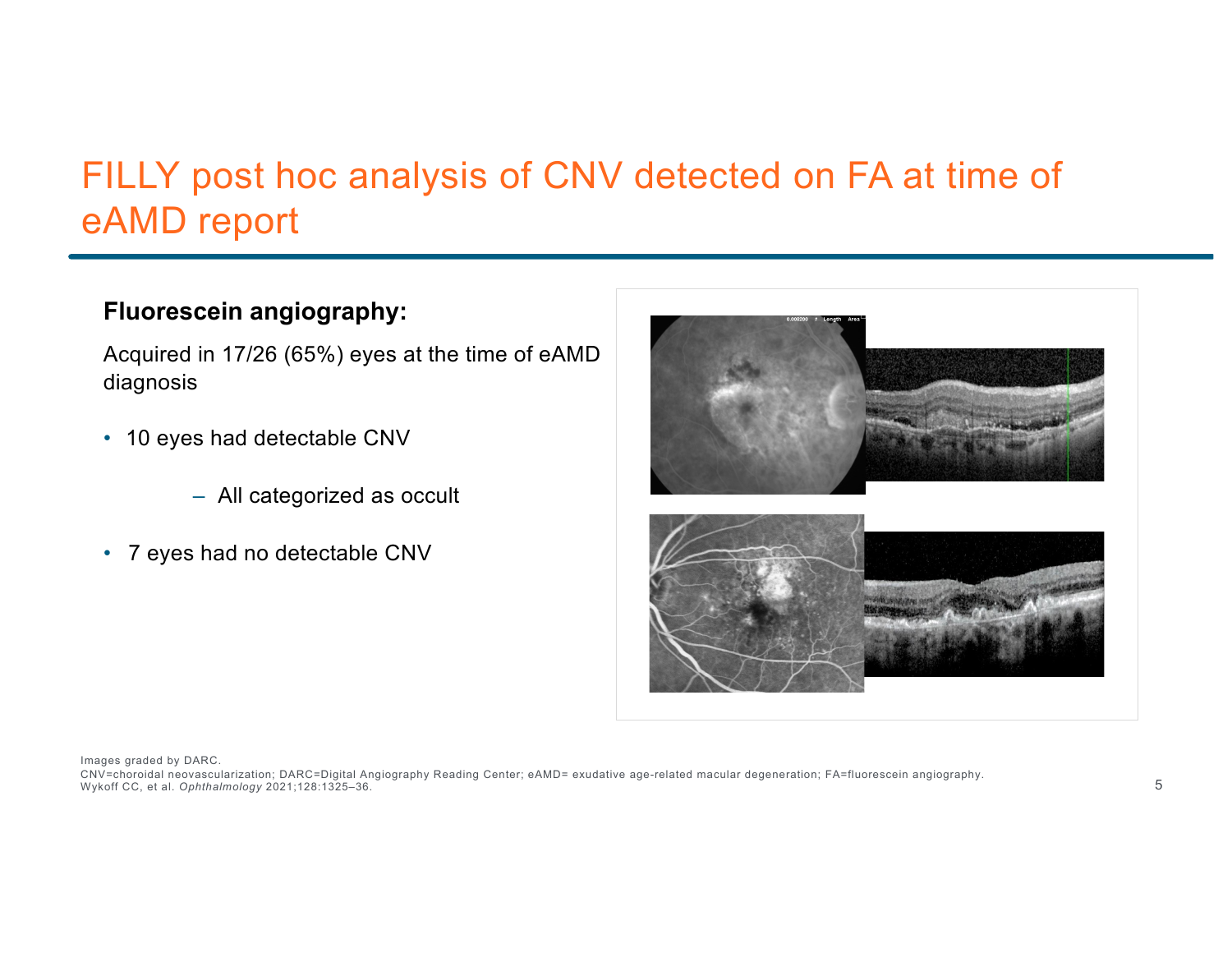# FILLY post hoc analysis of CNV detected on FA at time of eAMD report

**Fluorescein angiography:**

Acquired in 17/26 (65%) eyes at the time of eAMD diagnosis

- 10 eyes had detectable CNV
  - All categorized as occult
- 7 eyes had no detectable CNV

Images graded by DARC.

CNV=choroidal neovascularization; DARC=Digital Angiography Reading Center; eAMD= exudative age-related macular degeneration; FA=fluorescein angiography.

Wykoff CC, et al. *Ophthalmology* 2021;128:1325–36.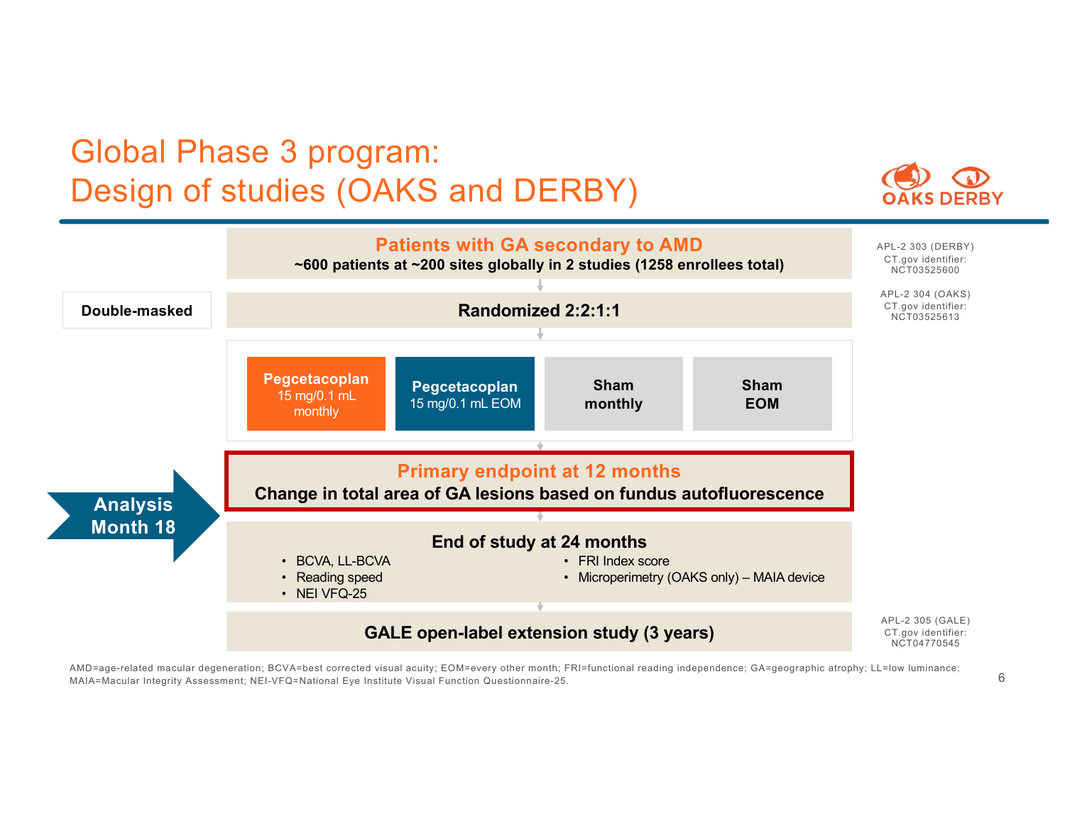# Global Phase 3 program: Design of studies (OAKS and DERBY)

OAKS DERBY

APL-2 303 (DERBY)
CT.gov identifier: NCT03525600

APL-2 304 (OAKS)
CT.gov identifier: NCT03525613

**Patients with GA secondary to AMD**
**~600 patients at ~200 sites globally in 2 studies (1258 enrollees total)**

**Double-masked**

**Randomized 2:2:1:1**

| **Pegcetacoplan** 15 mg/0.1 mL monthly | **Pegcetacoplan** 15 mg/0.1 mL EOM | **Sham monthly** | **Sham EOM** |
|---|---|---|---|

**Analysis Month 18**

**Primary endpoint at 12 months**
**Change in total area of GA lesions based on fundus autofluorescence**

**End of study at 24 months**

- BCVA, LL-BCVA
- Reading speed
- NEI VFQ-25
- FRI Index score
- Microperimetry (OAKS only) – MAIA device

**GALE open-label extension study (3 years)**

APL-2 305 (GALE)
CT.gov identifier: NCT04770545

AMD=age-related macular degeneration; BCVA=best corrected visual acuity; EOM=every other month; FRI=functional reading independence; GA=geographic atrophy; LL=low luminance; MAIA=Macular Integrity Assessment; NEI-VFQ=National Eye Institute Visual Function Questionnaire-25.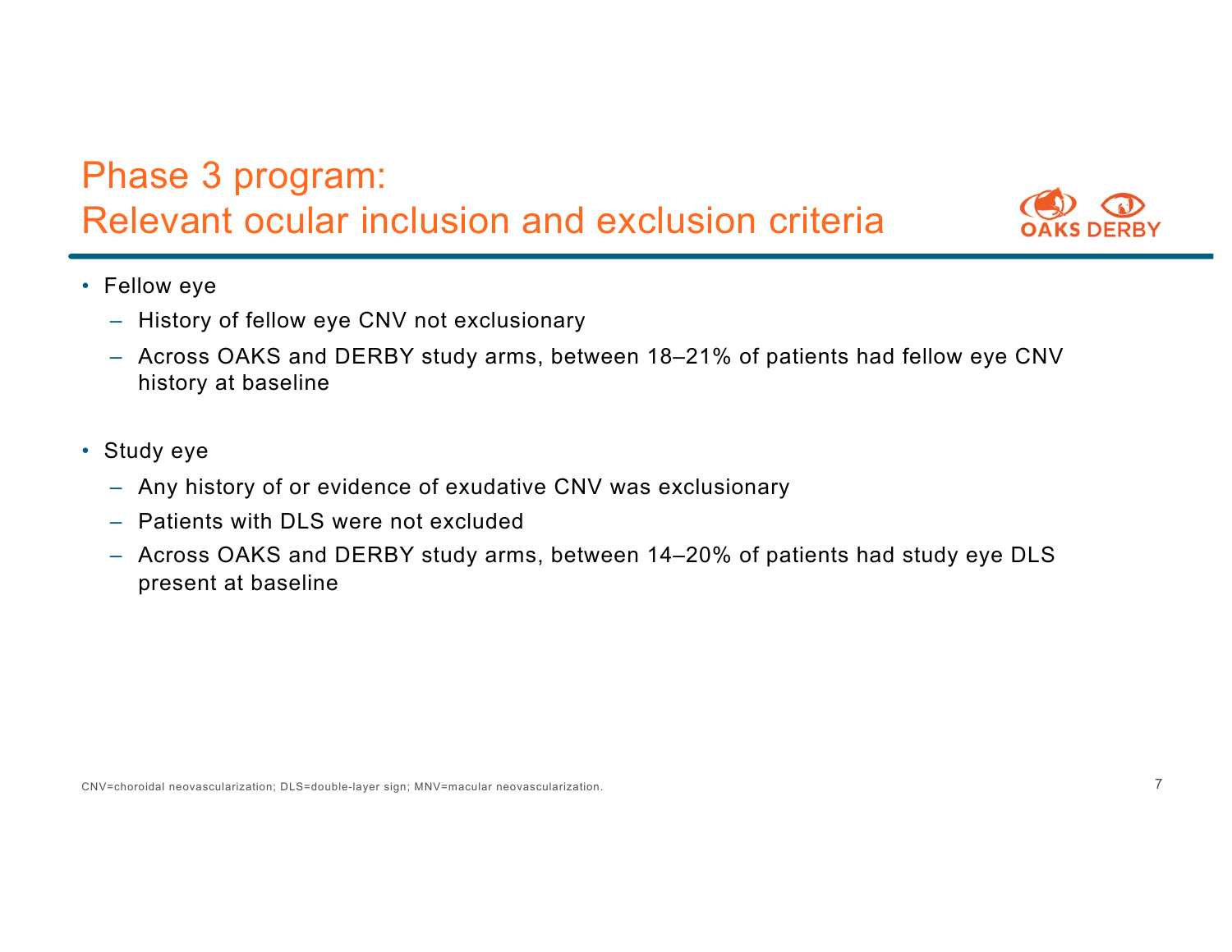# Phase 3 program: Relevant ocular inclusion and exclusion criteria

OAKS DERBY

- Fellow eye
  - History of fellow eye CNV not exclusionary
  - Across OAKS and DERBY study arms, between 18–21% of patients had fellow eye CNV history at baseline
- Study eye
  - Any history of or evidence of exudative CNV was exclusionary
  - Patients with DLS were not excluded
  - Across OAKS and DERBY study arms, between 14–20% of patients had study eye DLS present at baseline

CNV=choroidal neovascularization; DLS=double-layer sign; MNV=macular neovascularization.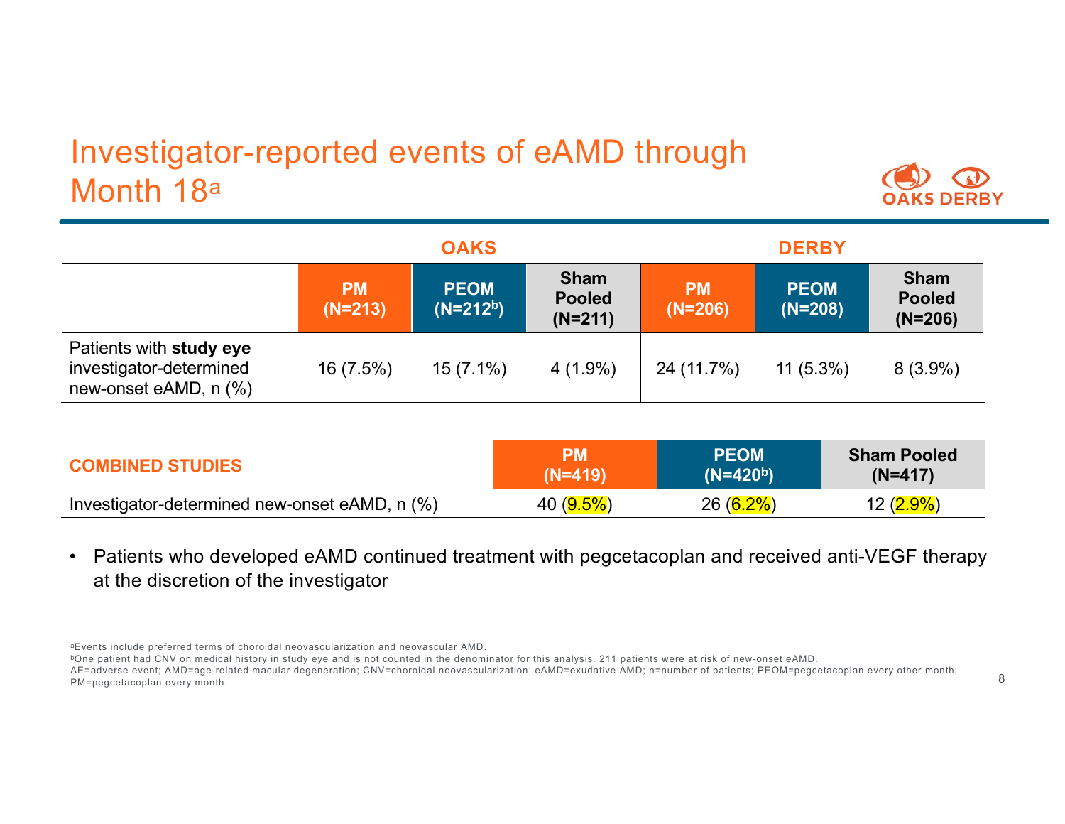# Investigator-reported events of eAMD through Month 18[a]

| | OAKS | | | DERBY | | |
|---|---|---|---|---|---|---|
| | **PM (N=213)** | **PEOM (N=212[b])** | **Sham Pooled (N=211)** | **PM (N=206)** | **PEOM (N=208)** | **Sham Pooled (N=206)** |
| Patients with **study eye** investigator-determined new-onset eAMD, n (%) | 16 (7.5%) | 15 (7.1%) | 4 (1.9%) | 24 (11.7%) | 11 (5.3%) | 8 (3.9%) |

| **COMBINED STUDIES** | **PM (N=419)** | **PEOM (N=420[b])** | **Sham Pooled (N=417)** |
|---|---|---|---|
| Investigator-determined new-onset eAMD, n (%) | 40 (9.5%) | 26 (6.2%) | 12 (2.9%) |

- Patients who developed eAMD continued treatment with pegcetacoplan and received anti-VEGF therapy at the discretion of the investigator

[a]Events include preferred terms of choroidal neovascularization and neovascular AMD.
[b]One patient had CNV on medical history in study eye and is not counted in the denominator for this analysis. 211 patients were at risk of new-onset eAMD.
AE=adverse event; AMD=age-related macular degeneration; CNV=choroidal neovascularization; eAMD=exudative AMD; n=number of patients; PEOM=pegcetacoplan every other month; PM=pegcetacoplan every month.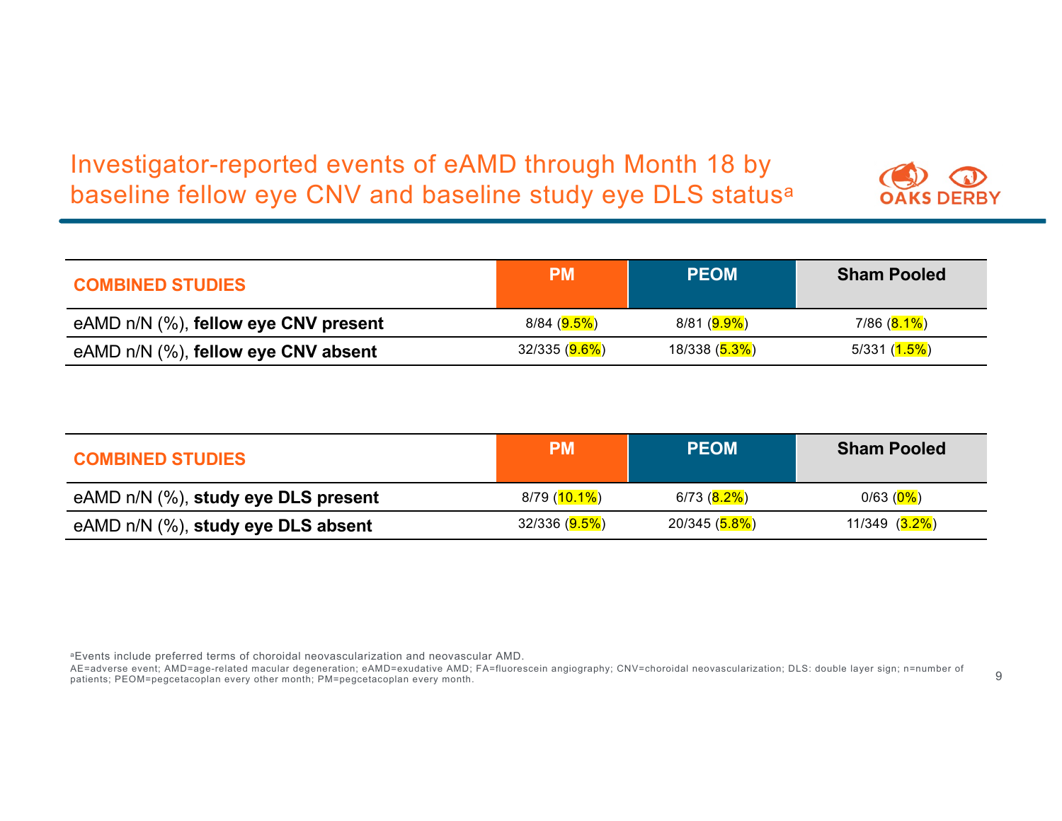# Investigator-reported events of eAMD through Month 18 by baseline fellow eye CNV and baseline study eye DLS status[a]

| COMBINED STUDIES | PM | PEOM | Sham Pooled |
|---|---|---|---|
| eAMD n/N (%), **fellow eye CNV present** | 8/84 (9.5%) | 8/81 (9.9%) | 7/86 (8.1%) |
| eAMD n/N (%), **fellow eye CNV absent** | 32/335 (9.6%) | 18/338 (5.3%) | 5/331 (1.5%) |

| COMBINED STUDIES | PM | PEOM | Sham Pooled |
|---|---|---|---|
| eAMD n/N (%), **study eye DLS present** | 8/79 (10.1%) | 6/73 (8.2%) | 0/63 (0%) |
| eAMD n/N (%), **study eye DLS absent** | 32/336 (9.5%) | 20/345 (5.8%) | 11/349 (3.2%) |

[a]Events include preferred terms of choroidal neovascularization and neovascular AMD.

AE=adverse event; AMD=age-related macular degeneration; eAMD=exudative AMD; FA=fluorescein angiography; CNV=choroidal neovascularization; DLS: double layer sign; n=number of patients; PEOM=pegcetacoplan every other month; PM=pegcetacoplan every month.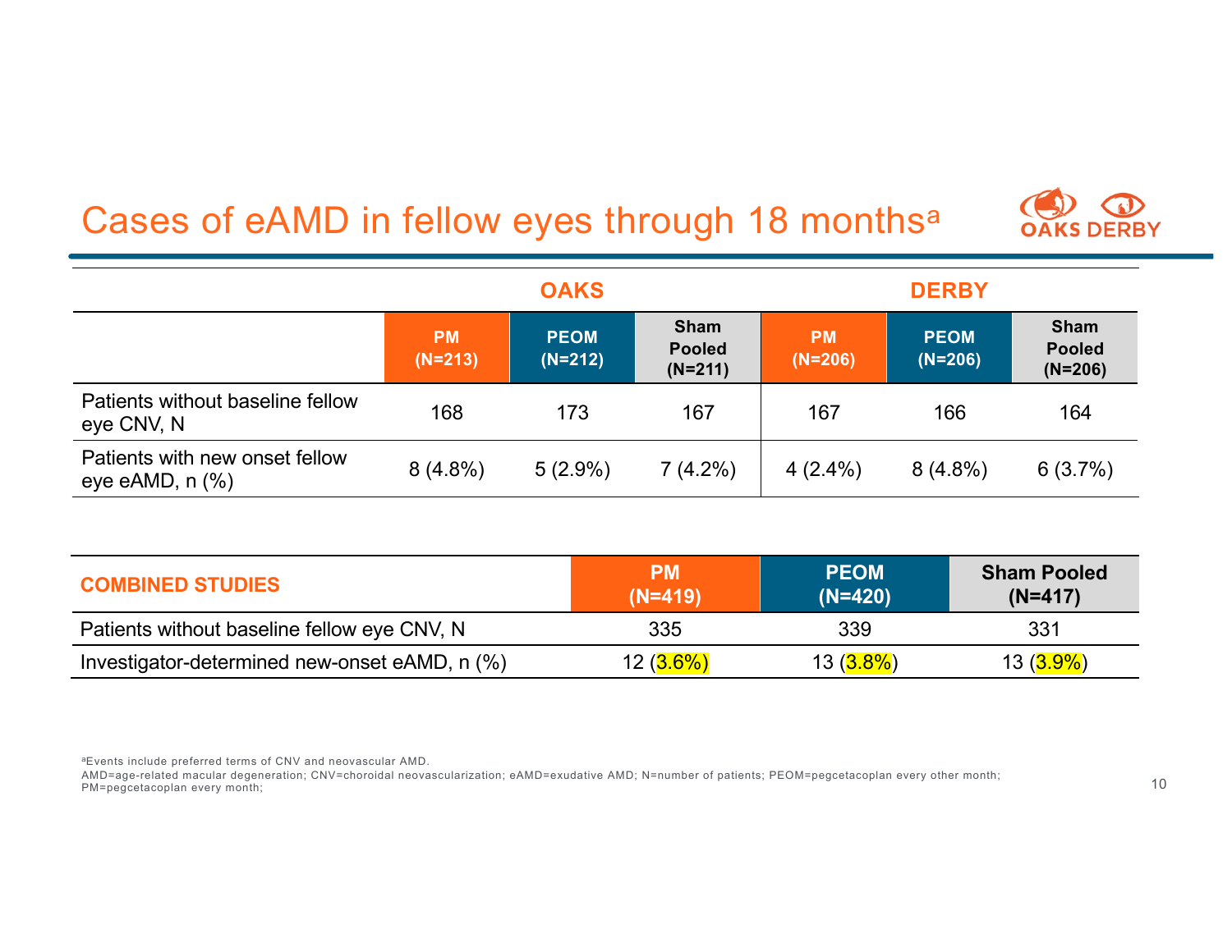# Cases of eAMD in fellow eyes through 18 months[a]

| | OAKS | | | DERBY | | |
|---|---|---|---|---|---|---|
| | PM (N=213) | PEOM (N=212) | Sham Pooled (N=211) | PM (N=206) | PEOM (N=206) | Sham Pooled (N=206) |
| Patients without baseline fellow eye CNV, N | 168 | 173 | 167 | 167 | 166 | 164 |
| Patients with new onset fellow eye eAMD, n (%) | 8 (4.8%) | 5 (2.9%) | 7 (4.2%) | 4 (2.4%) | 8 (4.8%) | 6 (3.7%) |

| COMBINED STUDIES | PM (N=419) | PEOM (N=420) | Sham Pooled (N=417) |
|---|---|---|---|
| Patients without baseline fellow eye CNV, N | 335 | 339 | 331 |
| Investigator-determined new-onset eAMD, n (%) | 12 (3.6%) | 13 (3.8%) | 13 (3.9%) |

[a]Events include preferred terms of CNV and neovascular AMD.

AMD=age-related macular degeneration; CNV=choroidal neovascularization; eAMD=exudative AMD; N=number of patients; PEOM=pegcetacoplan every other month; PM=pegcetacoplan every month;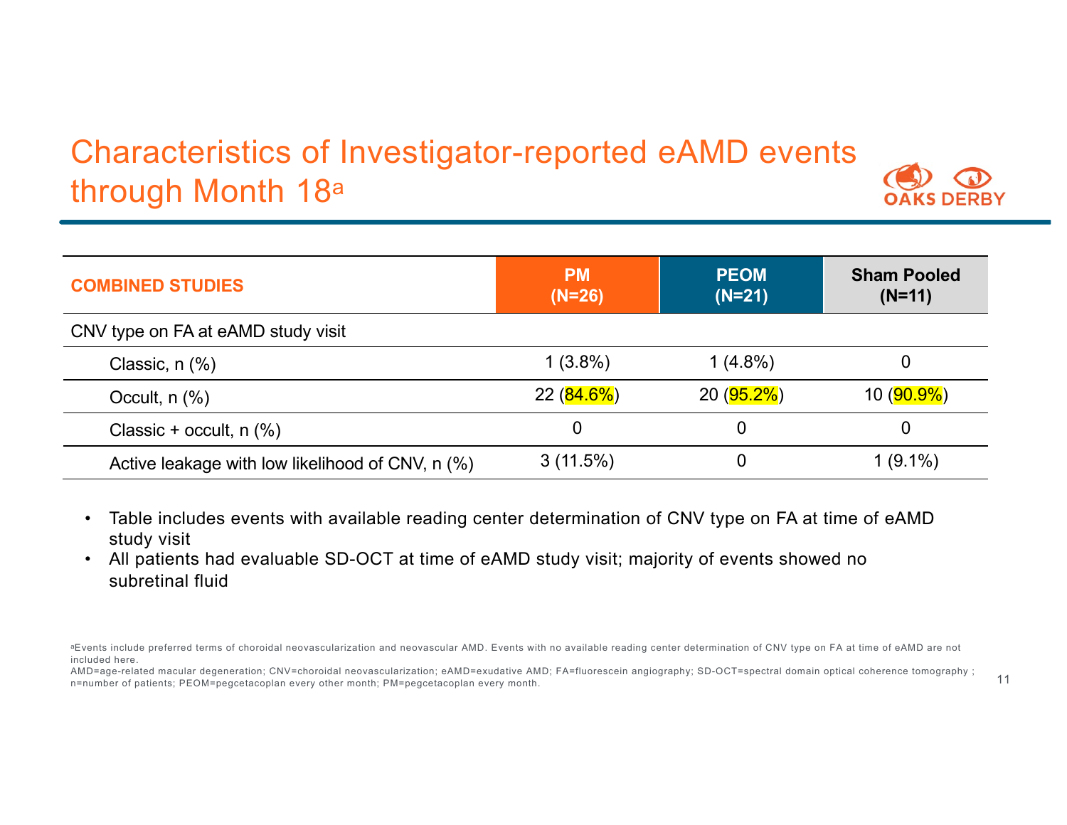# Characteristics of Investigator-reported eAMD events through Month 18[a]

| COMBINED STUDIES | PM (N=26) | PEOM (N=21) | Sham Pooled (N=11) |
|---|---|---|---|
| CNV type on FA at eAMD study visit | | | |
| Classic, n (%) | 1 (3.8%) | 1 (4.8%) | 0 |
| Occult, n (%) | 22 (84.6%) | 20 (95.2%) | 10 (90.9%) |
| Classic + occult, n (%) | 0 | 0 | 0 |
| Active leakage with low likelihood of CNV, n (%) | 3 (11.5%) | 0 | 1 (9.1%) |

- Table includes events with available reading center determination of CNV type on FA at time of eAMD study visit
- All patients had evaluable SD-OCT at time of eAMD study visit; majority of events showed no subretinal fluid

[a]Events include preferred terms of choroidal neovascularization and neovascular AMD. Events with no available reading center determination of CNV type on FA at time of eAMD are not included here.

AMD=age-related macular degeneration; CNV=choroidal neovascularization; eAMD=exudative AMD; FA=fluorescein angiography; SD-OCT=spectral domain optical coherence tomography ; n=number of patients; PEOM=pegcetacoplan every other month; PM=pegcetacoplan every month.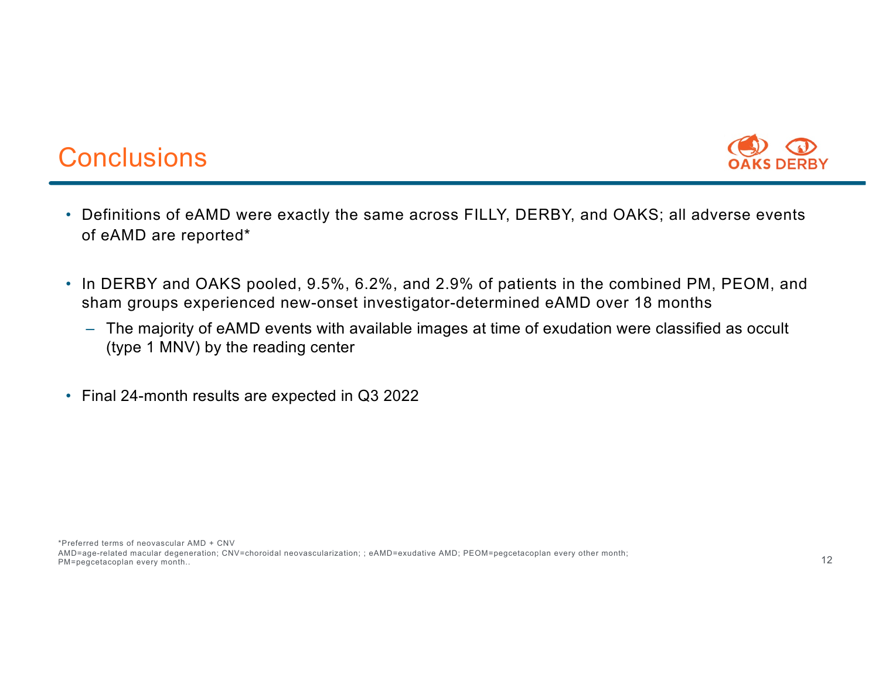# Conclusions

OAKS DERBY

- Definitions of eAMD were exactly the same across FILLY, DERBY, and OAKS; all adverse events of eAMD are reported*
- In DERBY and OAKS pooled, 9.5%, 6.2%, and 2.9% of patients in the combined PM, PEOM, and sham groups experienced new-onset investigator-determined eAMD over 18 months
  - The majority of eAMD events with available images at time of exudation were classified as occult (type 1 MNV) by the reading center
- Final 24-month results are expected in Q3 2022

*Preferred terms of neovascular AMD + CNV

AMD=age-related macular degeneration; CNV=choroidal neovascularization; ; eAMD=exudative AMD; PEOM=pegcetacoplan every other month; PM=pegcetacoplan every month..